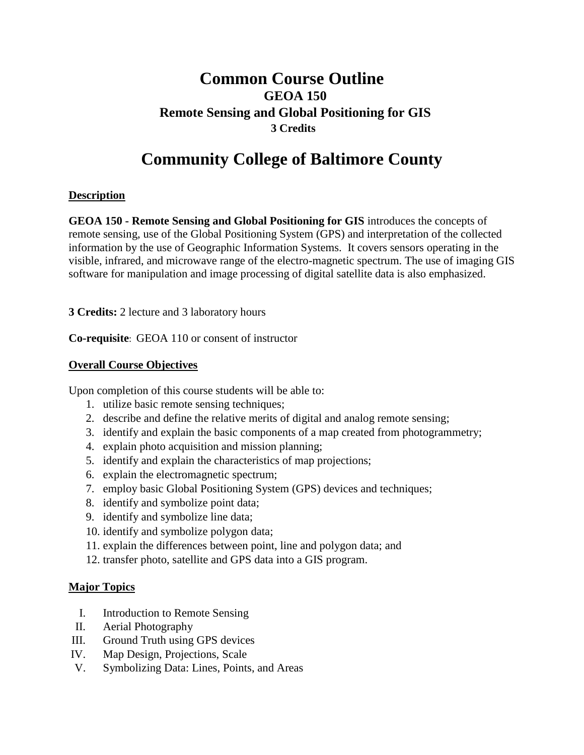# Common Course Outline

## GEOA 150

## Remote Sensing and Global Positioning for GIS

### 3 Credits

# Community College of Baltimore County

**Description**

**GEOA 150 - Remote Sensing and Global Positioning for GIS** introduces the concepts of remote sensing, use of the Global Positioning System (GPS) and interpretation of the collected information by the use of Geographic Information Systems. It covers sensors operating in the visible, infrared, and microwave range of the electro-magnetic spectrum. The use of imaging GIS software for manipulation and image processing of digital satellite data is also emphasized.

**3 Credits:** 2 lecture and 3 laboratory hours

**Co-requisite**: GEOA 110 or consent of instructor

**Overall Course Objectives**

Upon completion of this course students will be able to:

1. utilize basic remote sensing techniques;
2. describe and define the relative merits of digital and analog remote sensing;
3. identify and explain the basic components of a map created from photogrammetry;
4. explain photo acquisition and mission planning;
5. identify and explain the characteristics of map projections;
6. explain the electromagnetic spectrum;
7. employ basic Global Positioning System (GPS) devices and techniques;
8. identify and symbolize point data;
9. identify and symbolize line data;
10. identify and symbolize polygon data;
11. explain the differences between point, line and polygon data; and
12. transfer photo, satellite and GPS data into a GIS program.

**Major Topics**

- I. Introduction to Remote Sensing
- II. Aerial Photography
- III. Ground Truth using GPS devices
- IV. Map Design, Projections, Scale
- V. Symbolizing Data: Lines, Points, and Areas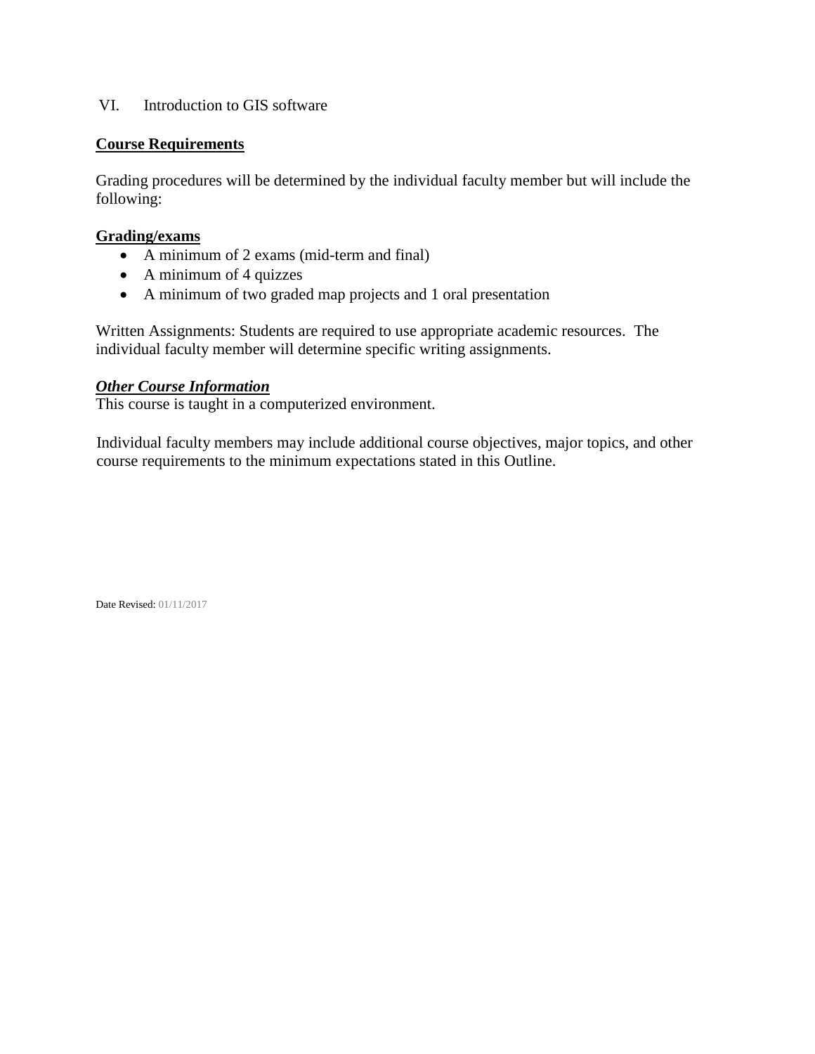VI. Introduction to GIS software

**Course Requirements**

Grading procedures will be determined by the individual faculty member but will include the following:

**Grading/exams**

- A minimum of 2 exams (mid-term and final)
- A minimum of 4 quizzes
- A minimum of two graded map projects and 1 oral presentation

Written Assignments: Students are required to use appropriate academic resources. The individual faculty member will determine specific writing assignments.

***Other Course Information***

This course is taught in a computerized environment.

Individual faculty members may include additional course objectives, major topics, and other course requirements to the minimum expectations stated in this Outline.

Date Revised: 01/11/2017